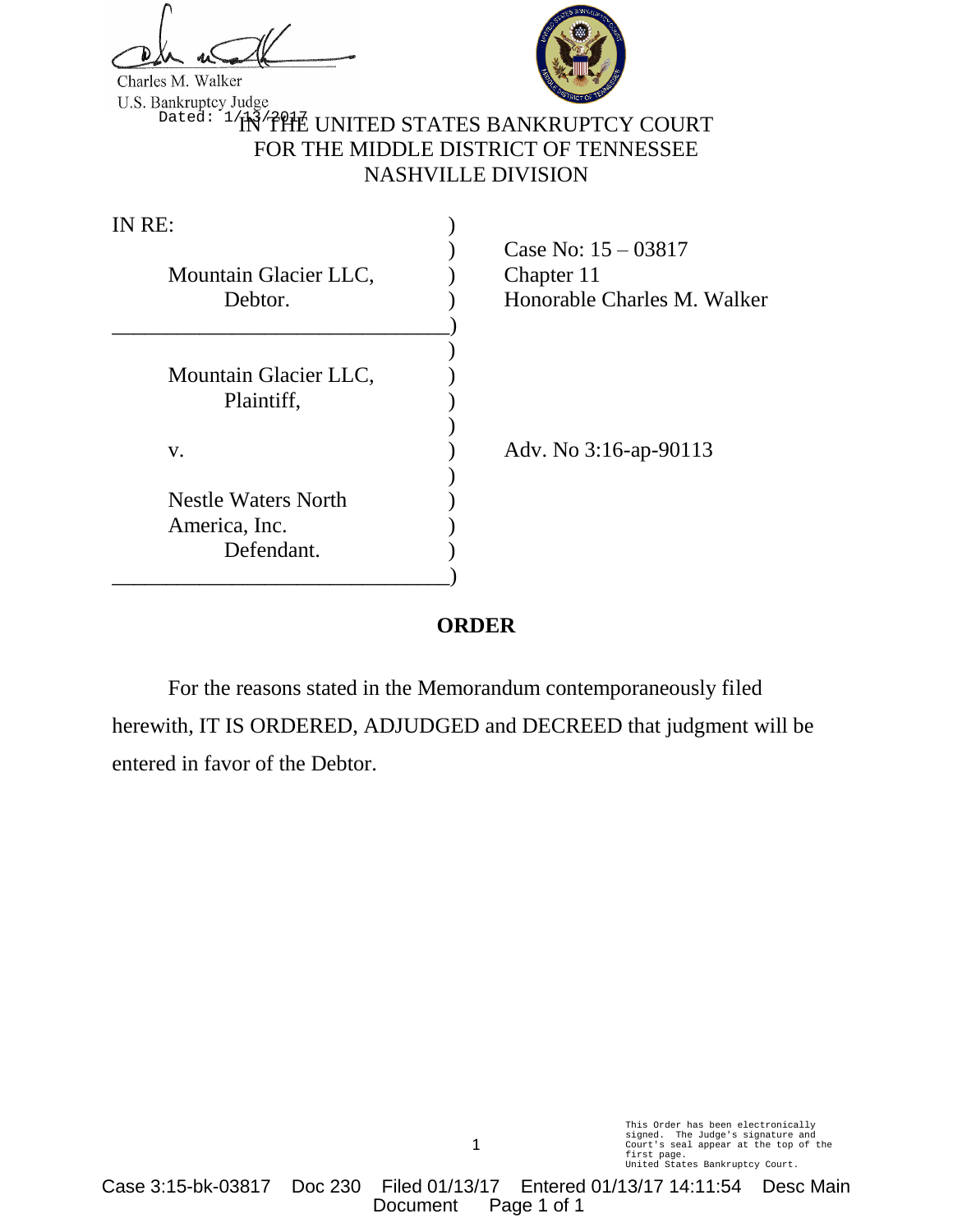Charles M. Walker
U.S. Bankruptcy Judge
Dated: 1/13/2017

IN THE UNITED STATES BANKRUPTCY COURT
FOR THE MIDDLE DISTRICT OF TENNESSEE
NASHVILLE DIVISION

IN RE:

Mountain Glacier LLC,
Debtor.

Case No: 15 – 03817
Chapter 11
Honorable Charles M. Walker

Mountain Glacier LLC,
Plaintiff,

v.

Nestle Waters North America, Inc.
Defendant.

Adv. No 3:16-ap-90113

## ORDER

For the reasons stated in the Memorandum contemporaneously filed herewith, IT IS ORDERED, ADJUDGED and DECREED that judgment will be entered in favor of the Debtor.

This Order has been electronically signed. The Judge's signature and Court's seal appear at the top of the first page.
United States Bankruptcy Court.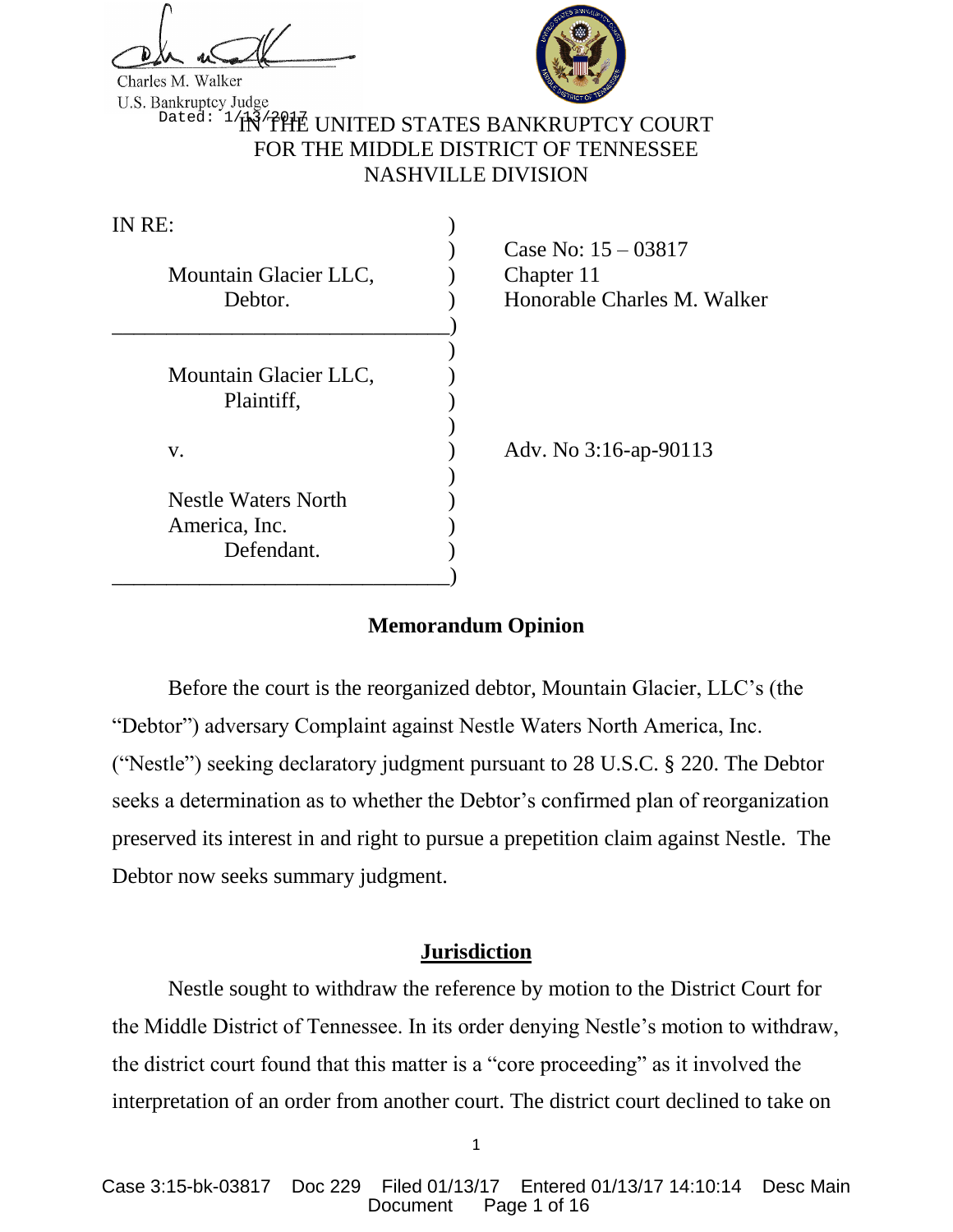Charles M. Walker
U.S. Bankruptcy Judge
Dated: 1/13/2017

IN THE UNITED STATES BANKRUPTCY COURT
FOR THE MIDDLE DISTRICT OF TENNESSEE
NASHVILLE DIVISION

| | | |
|---|---|---|
| IN RE: | ) | |
| | ) | Case No: 15 – 03817 |
| Mountain Glacier LLC, | ) | Chapter 11 |
| Debtor. | ) | Honorable Charles M. Walker |
| | ) | |
| | ) | |
| Mountain Glacier LLC, | ) | |
| Plaintiff, | ) | |
| | ) | |
| v. | ) | Adv. No 3:16-ap-90113 |
| | ) | |
| Nestle Waters North America, Inc. | ) | |
| Defendant. | ) | |
| | ) | |

**Memorandum Opinion**

Before the court is the reorganized debtor, Mountain Glacier, LLC's (the "Debtor") adversary Complaint against Nestle Waters North America, Inc. ("Nestle") seeking declaratory judgment pursuant to 28 U.S.C. § 220. The Debtor seeks a determination as to whether the Debtor's confirmed plan of reorganization preserved its interest in and right to pursue a prepetition claim against Nestle. The Debtor now seeks summary judgment.

## Jurisdiction

Nestle sought to withdraw the reference by motion to the District Court for the Middle District of Tennessee. In its order denying Nestle's motion to withdraw, the district court found that this matter is a "core proceeding" as it involved the interpretation of an order from another court. The district court declined to take on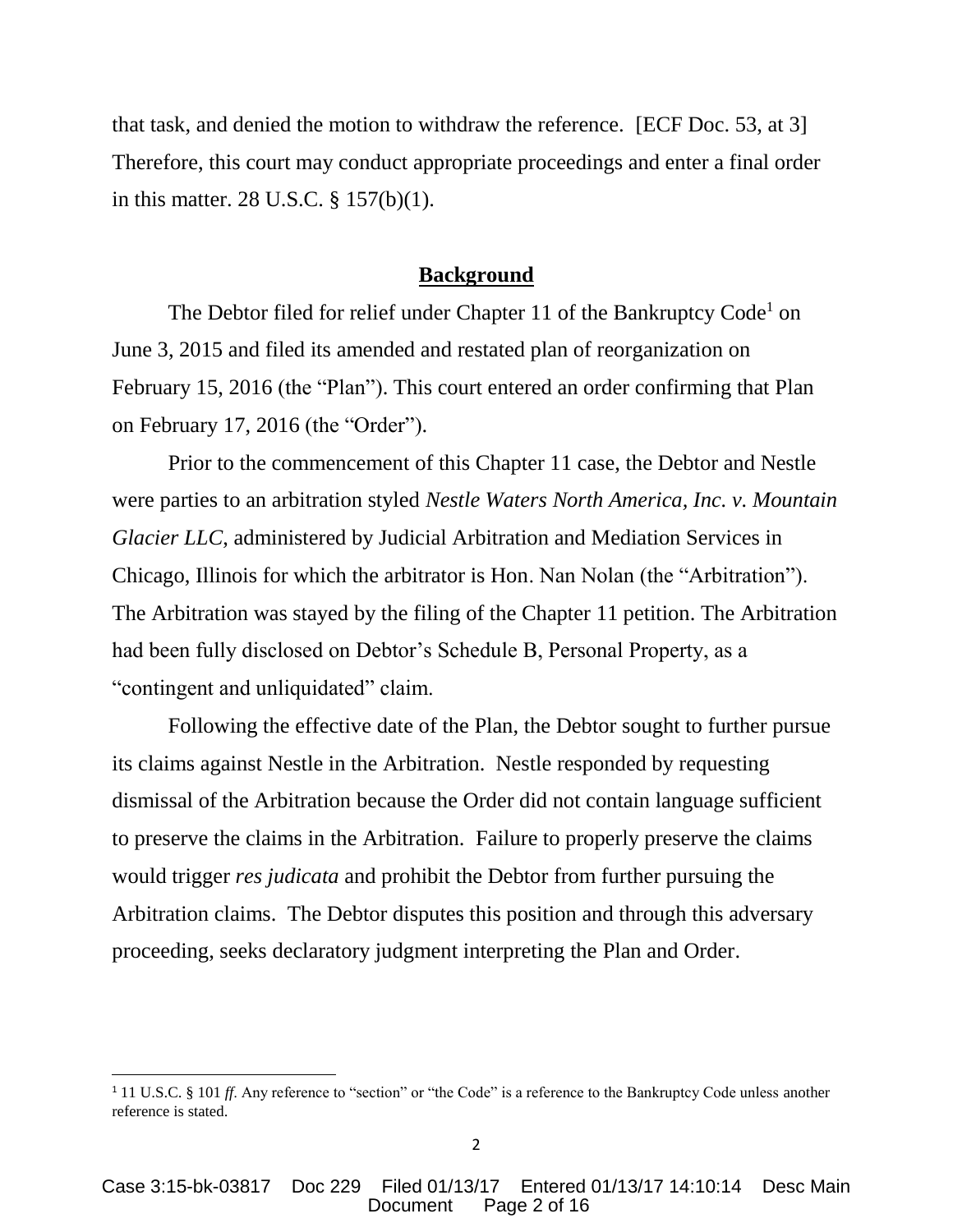that task, and denied the motion to withdraw the reference. [ECF Doc. 53, at 3] Therefore, this court may conduct appropriate proceedings and enter a final order in this matter. 28 U.S.C. § 157(b)(1).

## **Background**

The Debtor filed for relief under Chapter 11 of the Bankruptcy Code[1] on June 3, 2015 and filed its amended and restated plan of reorganization on February 15, 2016 (the "Plan"). This court entered an order confirming that Plan on February 17, 2016 (the "Order").

Prior to the commencement of this Chapter 11 case, the Debtor and Nestle were parties to an arbitration styled *Nestle Waters North America, Inc. v. Mountain Glacier LLC,* administered by Judicial Arbitration and Mediation Services in Chicago, Illinois for which the arbitrator is Hon. Nan Nolan (the "Arbitration"). The Arbitration was stayed by the filing of the Chapter 11 petition. The Arbitration had been fully disclosed on Debtor's Schedule B, Personal Property, as a "contingent and unliquidated" claim.

Following the effective date of the Plan, the Debtor sought to further pursue its claims against Nestle in the Arbitration. Nestle responded by requesting dismissal of the Arbitration because the Order did not contain language sufficient to preserve the claims in the Arbitration. Failure to properly preserve the claims would trigger *res judicata* and prohibit the Debtor from further pursuing the Arbitration claims. The Debtor disputes this position and through this adversary proceeding, seeks declaratory judgment interpreting the Plan and Order.

---

[1] 11 U.S.C. § 101 *ff*. Any reference to "section" or "the Code" is a reference to the Bankruptcy Code unless another reference is stated.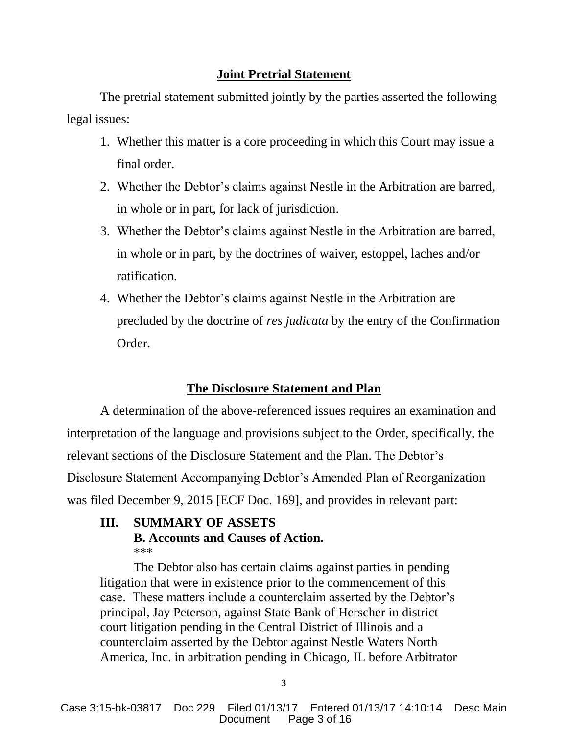## Joint Pretrial Statement

The pretrial statement submitted jointly by the parties asserted the following legal issues:

1. Whether this matter is a core proceeding in which this Court may issue a final order.
2. Whether the Debtor's claims against Nestle in the Arbitration are barred, in whole or in part, for lack of jurisdiction.
3. Whether the Debtor's claims against Nestle in the Arbitration are barred, in whole or in part, by the doctrines of waiver, estoppel, laches and/or ratification.
4. Whether the Debtor's claims against Nestle in the Arbitration are precluded by the doctrine of *res judicata* by the entry of the Confirmation Order.

## The Disclosure Statement and Plan

A determination of the above-referenced issues requires an examination and interpretation of the language and provisions subject to the Order, specifically, the relevant sections of the Disclosure Statement and the Plan. The Debtor's Disclosure Statement Accompanying Debtor's Amended Plan of Reorganization was filed December 9, 2015 [ECF Doc. 169], and provides in relevant part:

> **III. SUMMARY OF ASSETS**
> **B. Accounts and Causes of Action.**
> \*\*\*
>
> The Debtor also has certain claims against parties in pending litigation that were in existence prior to the commencement of this case. These matters include a counterclaim asserted by the Debtor's principal, Jay Peterson, against State Bank of Herscher in district court litigation pending in the Central District of Illinois and a counterclaim asserted by the Debtor against Nestle Waters North America, Inc. in arbitration pending in Chicago, IL before Arbitrator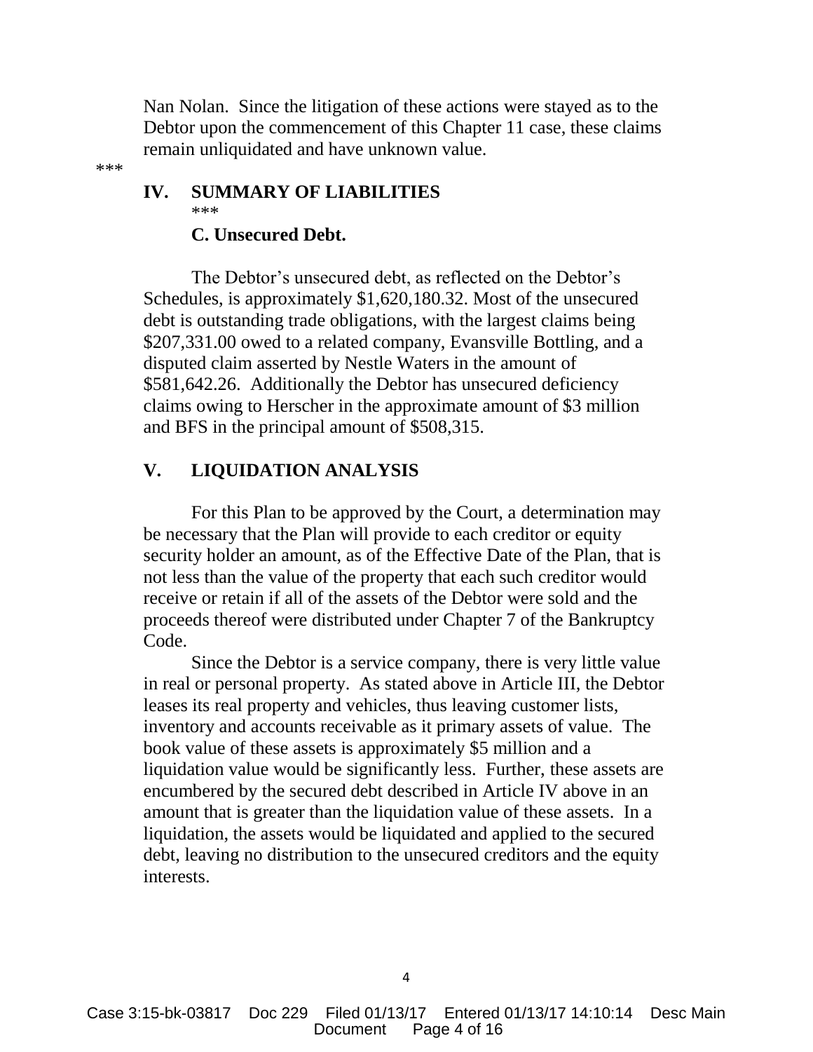Nan Nolan. Since the litigation of these actions were stayed as to the Debtor upon the commencement of this Chapter 11 case, these claims remain unliquidated and have unknown value.

***

## IV. SUMMARY OF LIABILITIES

***

### C. Unsecured Debt.

The Debtor's unsecured debt, as reflected on the Debtor's Schedules, is approximately $1,620,180.32. Most of the unsecured debt is outstanding trade obligations, with the largest claims being $207,331.00 owed to a related company, Evansville Bottling, and a disputed claim asserted by Nestle Waters in the amount of $581,642.26. Additionally the Debtor has unsecured deficiency claims owing to Herscher in the approximate amount of $3 million and BFS in the principal amount of $508,315.

## V. LIQUIDATION ANALYSIS

For this Plan to be approved by the Court, a determination may be necessary that the Plan will provide to each creditor or equity security holder an amount, as of the Effective Date of the Plan, that is not less than the value of the property that each such creditor would receive or retain if all of the assets of the Debtor were sold and the proceeds thereof were distributed under Chapter 7 of the Bankruptcy Code.

Since the Debtor is a service company, there is very little value in real or personal property. As stated above in Article III, the Debtor leases its real property and vehicles, thus leaving customer lists, inventory and accounts receivable as it primary assets of value. The book value of these assets is approximately $5 million and a liquidation value would be significantly less. Further, these assets are encumbered by the secured debt described in Article IV above in an amount that is greater than the liquidation value of these assets. In a liquidation, the assets would be liquidated and applied to the secured debt, leaving no distribution to the unsecured creditors and the equity interests.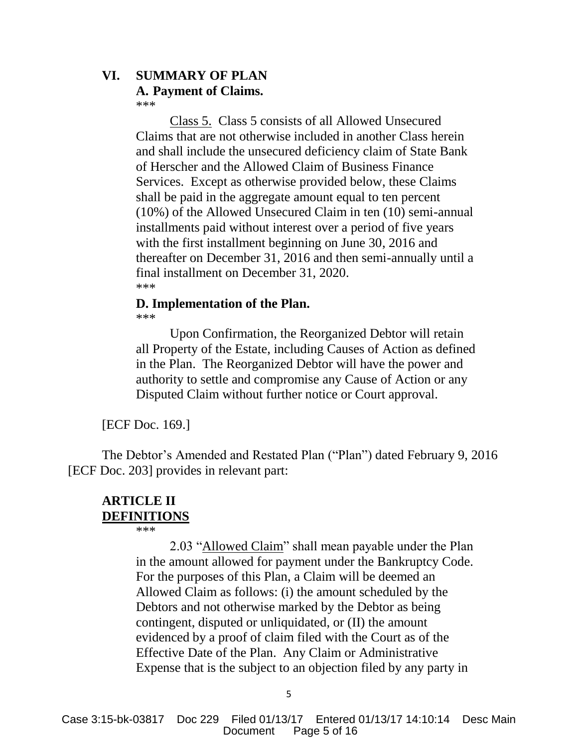## VI. SUMMARY OF PLAN

### A. Payment of Claims.

***

> Class 5. Class 5 consists of all Allowed Unsecured Claims that are not otherwise included in another Class herein and shall include the unsecured deficiency claim of State Bank of Herscher and the Allowed Claim of Business Finance Services. Except as otherwise provided below, these Claims shall be paid in the aggregate amount equal to ten percent (10%) of the Allowed Unsecured Claim in ten (10) semi-annual installments paid without interest over a period of five years with the first installment beginning on June 30, 2016 and thereafter on December 31, 2016 and then semi-annually until a final installment on December 31, 2020.

***

### D. Implementation of the Plan.

***

> Upon Confirmation, the Reorganized Debtor will retain all Property of the Estate, including Causes of Action as defined in the Plan. The Reorganized Debtor will have the power and authority to settle and compromise any Cause of Action or any Disputed Claim without further notice or Court approval.

[ECF Doc. 169.]

The Debtor's Amended and Restated Plan ("Plan") dated February 9, 2016 [ECF Doc. 203] provides in relevant part:

## ARTICLE II
## DEFINITIONS

***

> 2.03 "Allowed Claim" shall mean payable under the Plan in the amount allowed for payment under the Bankruptcy Code. For the purposes of this Plan, a Claim will be deemed an Allowed Claim as follows: (i) the amount scheduled by the Debtors and not otherwise marked by the Debtor as being contingent, disputed or unliquidated, or (II) the amount evidenced by a proof of claim filed with the Court as of the Effective Date of the Plan. Any Claim or Administrative Expense that is the subject to an objection filed by any party in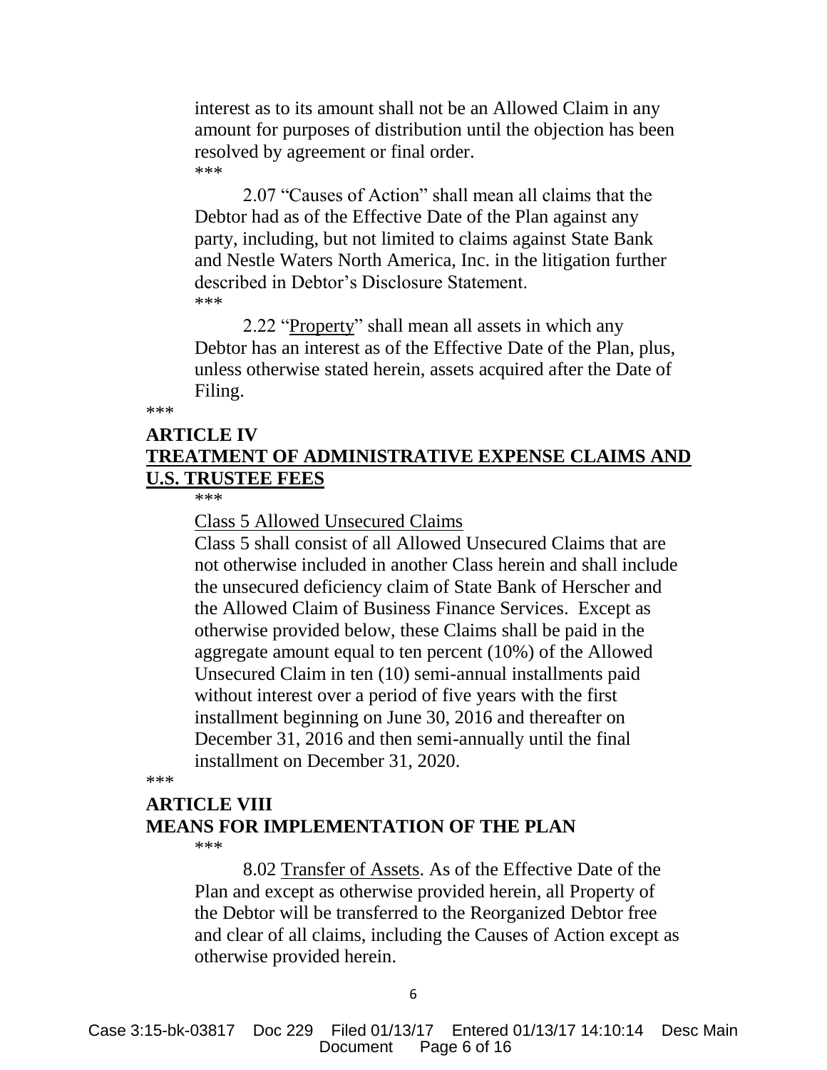interest as to its amount shall not be an Allowed Claim in any amount for purposes of distribution until the objection has been resolved by agreement or final order.

***

2.07 "Causes of Action" shall mean all claims that the Debtor had as of the Effective Date of the Plan against any party, including, but not limited to claims against State Bank and Nestle Waters North America, Inc. in the litigation further described in Debtor's Disclosure Statement.

***

2.22 "Property" shall mean all assets in which any Debtor has an interest as of the Effective Date of the Plan, plus, unless otherwise stated herein, assets acquired after the Date of Filing.

***

**ARTICLE IV**
**TREATMENT OF ADMINISTRATIVE EXPENSE CLAIMS AND U.S. TRUSTEE FEES**

***

Class 5 Allowed Unsecured Claims

Class 5 shall consist of all Allowed Unsecured Claims that are not otherwise included in another Class herein and shall include the unsecured deficiency claim of State Bank of Herscher and the Allowed Claim of Business Finance Services. Except as otherwise provided below, these Claims shall be paid in the aggregate amount equal to ten percent (10%) of the Allowed Unsecured Claim in ten (10) semi-annual installments paid without interest over a period of five years with the first installment beginning on June 30, 2016 and thereafter on December 31, 2016 and then semi-annually until the final installment on December 31, 2020.

***

**ARTICLE VIII**
**MEANS FOR IMPLEMENTATION OF THE PLAN**

***

8.02 Transfer of Assets. As of the Effective Date of the Plan and except as otherwise provided herein, all Property of the Debtor will be transferred to the Reorganized Debtor free and clear of all claims, including the Causes of Action except as otherwise provided herein.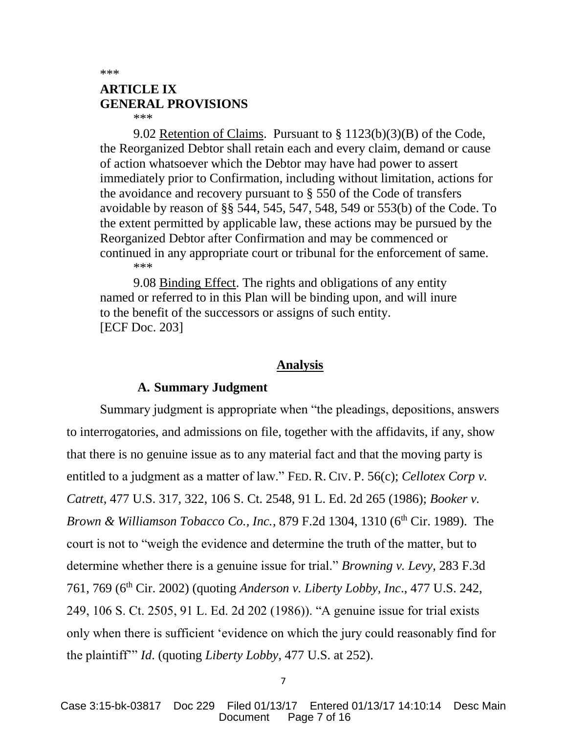***

**ARTICLE IX**
**GENERAL PROVISIONS**

***

9.02 Retention of Claims. Pursuant to § 1123(b)(3)(B) of the Code, the Reorganized Debtor shall retain each and every claim, demand or cause of action whatsoever which the Debtor may have had power to assert immediately prior to Confirmation, including without limitation, actions for the avoidance and recovery pursuant to § 550 of the Code of transfers avoidable by reason of §§ 544, 545, 547, 548, 549 or 553(b) of the Code. To the extent permitted by applicable law, these actions may be pursued by the Reorganized Debtor after Confirmation and may be commenced or continued in any appropriate court or tribunal for the enforcement of same.

***

9.08 Binding Effect. The rights and obligations of any entity named or referred to in this Plan will be binding upon, and will inure to the benefit of the successors or assigns of such entity.
[ECF Doc. 203]

## Analysis

### A. Summary Judgment

Summary judgment is appropriate when "the pleadings, depositions, answers to interrogatories, and admissions on file, together with the affidavits, if any, show that there is no genuine issue as to any material fact and that the moving party is entitled to a judgment as a matter of law." FED. R. CIV. P. 56(c); *Cellotex Corp v. Catrett*, 477 U.S. 317, 322, 106 S. Ct. 2548, 91 L. Ed. 2d 265 (1986); *Booker v. Brown & Williamson Tobacco Co., Inc.*, 879 F.2d 1304, 1310 (6th Cir. 1989). The court is not to "weigh the evidence and determine the truth of the matter, but to determine whether there is a genuine issue for trial." *Browning v. Levy*, 283 F.3d 761, 769 (6th Cir. 2002) (quoting *Anderson v. Liberty Lobby, Inc*., 477 U.S. 242, 249, 106 S. Ct. 2505, 91 L. Ed. 2d 202 (1986)). "A genuine issue for trial exists only when there is sufficient 'evidence on which the jury could reasonably find for the plaintiff'" *Id.* (quoting *Liberty Lobby*, 477 U.S. at 252).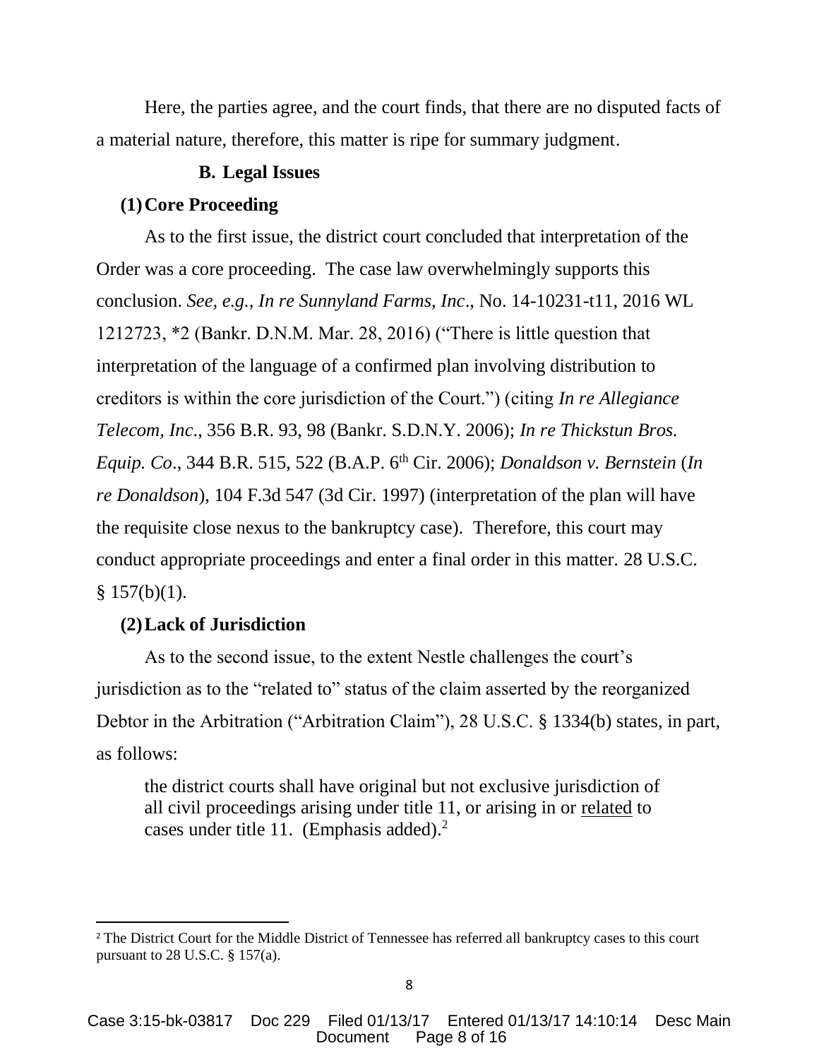Here, the parties agree, and the court finds, that there are no disputed facts of a material nature, therefore, this matter is ripe for summary judgment.

### B. Legal Issues

#### (1) Core Proceeding

As to the first issue, the district court concluded that interpretation of the Order was a core proceeding. The case law overwhelmingly supports this conclusion. *See, e.g., In re Sunnyland Farms, Inc*., No. 14-10231-t11, 2016 WL 1212723, *2 (Bankr. D.N.M. Mar. 28, 2016) ("There is little question that interpretation of the language of a confirmed plan involving distribution to creditors is within the core jurisdiction of the Court.") (citing *In re Allegiance Telecom, Inc*., 356 B.R. 93, 98 (Bankr. S.D.N.Y. 2006); *In re Thickstun Bros. Equip. Co*., 344 B.R. 515, 522 (B.A.P. 6th Cir. 2006); *Donaldson v. Bernstein* (*In re Donaldson*), 104 F.3d 547 (3d Cir. 1997) (interpretation of the plan will have the requisite close nexus to the bankruptcy case). Therefore, this court may conduct appropriate proceedings and enter a final order in this matter. 28 U.S.C. § 157(b)(1).

#### (2) Lack of Jurisdiction

As to the second issue, to the extent Nestle challenges the court's jurisdiction as to the "related to" status of the claim asserted by the reorganized Debtor in the Arbitration ("Arbitration Claim"), 28 U.S.C. § 1334(b) states, in part, as follows:

> the district courts shall have original but not exclusive jurisdiction of all civil proceedings arising under title 11, or arising in or related to cases under title 11. (Emphasis added).[2]

---

[2] The District Court for the Middle District of Tennessee has referred all bankruptcy cases to this court pursuant to 28 U.S.C. § 157(a).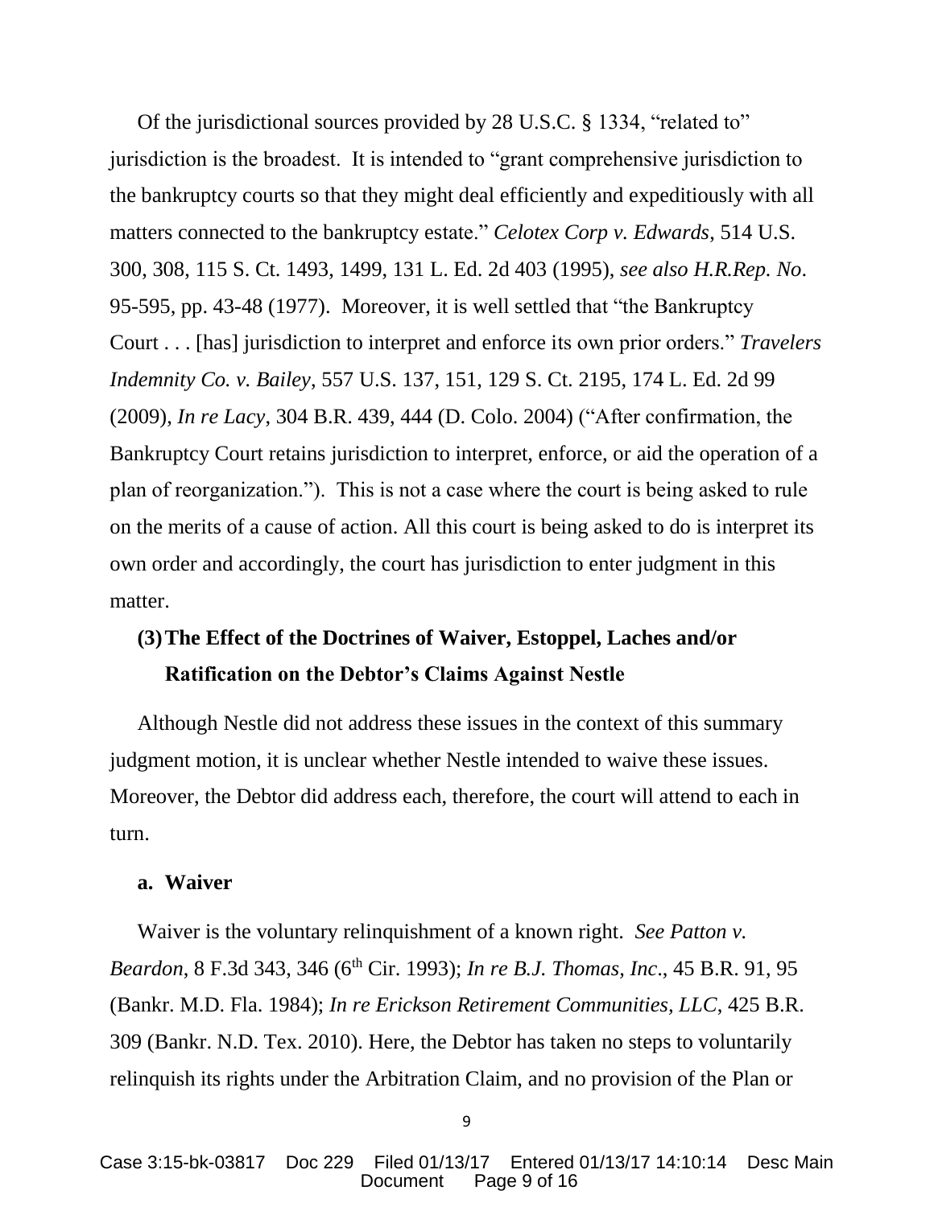Of the jurisdictional sources provided by 28 U.S.C. § 1334, "related to" jurisdiction is the broadest. It is intended to "grant comprehensive jurisdiction to the bankruptcy courts so that they might deal efficiently and expeditiously with all matters connected to the bankruptcy estate." *Celotex Corp v. Edwards*, 514 U.S. 300, 308, 115 S. Ct. 1493, 1499, 131 L. Ed. 2d 403 (1995), *see also H.R.Rep. No*. 95-595, pp. 43-48 (1977). Moreover, it is well settled that "the Bankruptcy Court . . . [has] jurisdiction to interpret and enforce its own prior orders." *Travelers Indemnity Co. v. Bailey*, 557 U.S. 137, 151, 129 S. Ct. 2195, 174 L. Ed. 2d 99 (2009), *In re Lacy*, 304 B.R. 439, 444 (D. Colo. 2004) ("After confirmation, the Bankruptcy Court retains jurisdiction to interpret, enforce, or aid the operation of a plan of reorganization."). This is not a case where the court is being asked to rule on the merits of a cause of action. All this court is being asked to do is interpret its own order and accordingly, the court has jurisdiction to enter judgment in this matter.

### (3) The Effect of the Doctrines of Waiver, Estoppel, Laches and/or Ratification on the Debtor's Claims Against Nestle

Although Nestle did not address these issues in the context of this summary judgment motion, it is unclear whether Nestle intended to waive these issues. Moreover, the Debtor did address each, therefore, the court will attend to each in turn.

#### a. Waiver

Waiver is the voluntary relinquishment of a known right. *See Patton v. Beardon*, 8 F.3d 343, 346 (6th Cir. 1993); *In re B.J. Thomas, Inc*., 45 B.R. 91, 95 (Bankr. M.D. Fla. 1984); *In re Erickson Retirement Communities, LLC*, 425 B.R. 309 (Bankr. N.D. Tex. 2010). Here, the Debtor has taken no steps to voluntarily relinquish its rights under the Arbitration Claim, and no provision of the Plan or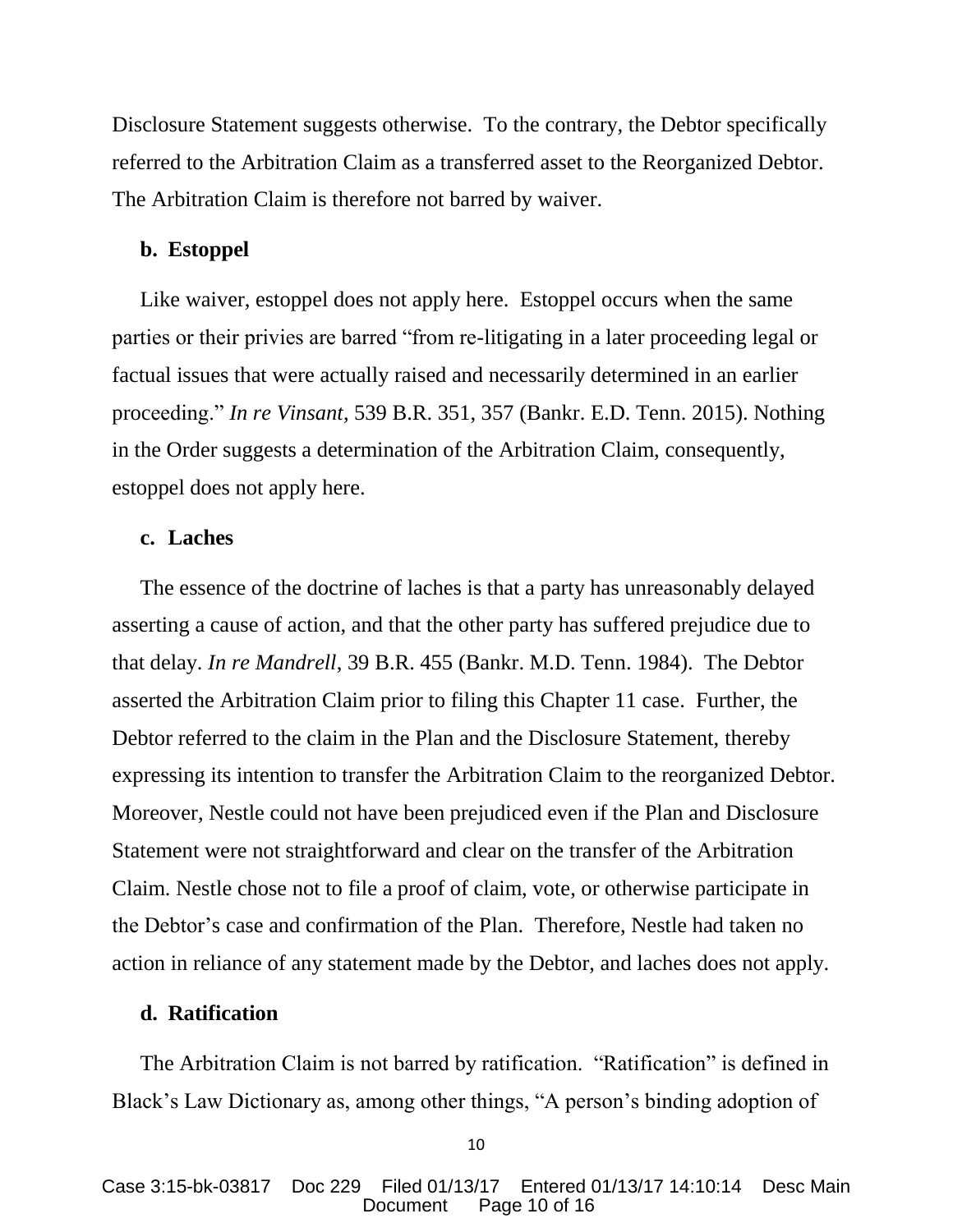Disclosure Statement suggests otherwise. To the contrary, the Debtor specifically referred to the Arbitration Claim as a transferred asset to the Reorganized Debtor. The Arbitration Claim is therefore not barred by waiver.

**b. Estoppel**

Like waiver, estoppel does not apply here. Estoppel occurs when the same parties or their privies are barred "from re-litigating in a later proceeding legal or factual issues that were actually raised and necessarily determined in an earlier proceeding." *In re Vinsant*, 539 B.R. 351, 357 (Bankr. E.D. Tenn. 2015). Nothing in the Order suggests a determination of the Arbitration Claim, consequently, estoppel does not apply here.

**c. Laches**

The essence of the doctrine of laches is that a party has unreasonably delayed asserting a cause of action, and that the other party has suffered prejudice due to that delay. *In re Mandrell*, 39 B.R. 455 (Bankr. M.D. Tenn. 1984). The Debtor asserted the Arbitration Claim prior to filing this Chapter 11 case. Further, the Debtor referred to the claim in the Plan and the Disclosure Statement, thereby expressing its intention to transfer the Arbitration Claim to the reorganized Debtor. Moreover, Nestle could not have been prejudiced even if the Plan and Disclosure Statement were not straightforward and clear on the transfer of the Arbitration Claim. Nestle chose not to file a proof of claim, vote, or otherwise participate in the Debtor's case and confirmation of the Plan. Therefore, Nestle had taken no action in reliance of any statement made by the Debtor, and laches does not apply.

**d. Ratification**

The Arbitration Claim is not barred by ratification. "Ratification" is defined in Black's Law Dictionary as, among other things, "A person's binding adoption of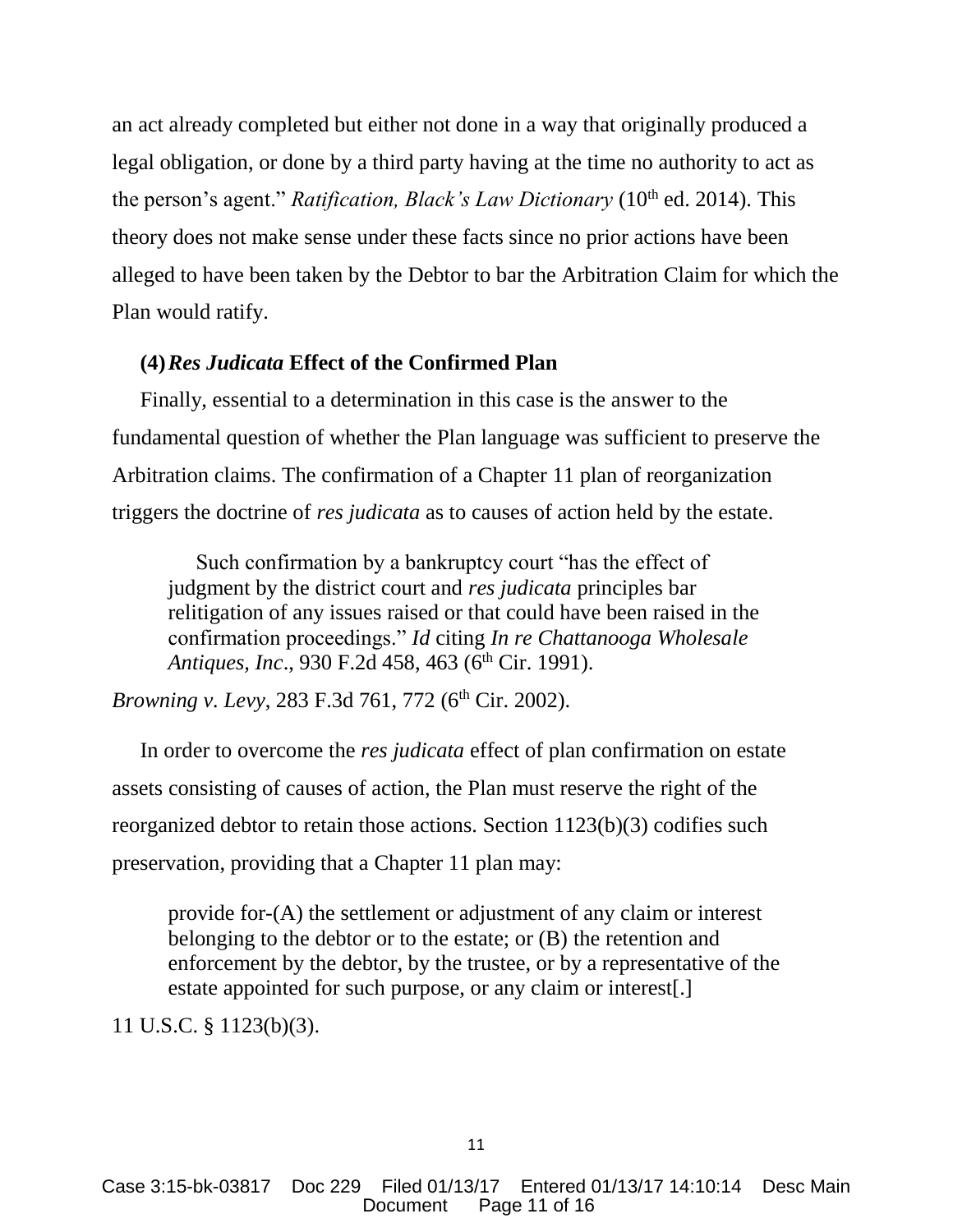an act already completed but either not done in a way that originally produced a legal obligation, or done by a third party having at the time no authority to act as the person's agent." *Ratification, Black's Law Dictionary* (10th ed. 2014). This theory does not make sense under these facts since no prior actions have been alleged to have been taken by the Debtor to bar the Arbitration Claim for which the Plan would ratify.

**(4)** ***Res Judicata*** **Effect of the Confirmed Plan**

Finally, essential to a determination in this case is the answer to the fundamental question of whether the Plan language was sufficient to preserve the Arbitration claims. The confirmation of a Chapter 11 plan of reorganization triggers the doctrine of *res judicata* as to causes of action held by the estate.

> Such confirmation by a bankruptcy court "has the effect of judgment by the district court and *res judicata* principles bar relitigation of any issues raised or that could have been raised in the confirmation proceedings." *Id* citing *In re Chattanooga Wholesale Antiques, Inc*., 930 F.2d 458, 463 (6th Cir. 1991).

*Browning v. Levy*, 283 F.3d 761, 772 (6th Cir. 2002).

In order to overcome the *res judicata* effect of plan confirmation on estate assets consisting of causes of action, the Plan must reserve the right of the reorganized debtor to retain those actions. Section 1123(b)(3) codifies such preservation, providing that a Chapter 11 plan may:

> provide for-(A) the settlement or adjustment of any claim or interest belonging to the debtor or to the estate; or (B) the retention and enforcement by the debtor, by the trustee, or by a representative of the estate appointed for such purpose, or any claim or interest[.]

11 U.S.C. § 1123(b)(3).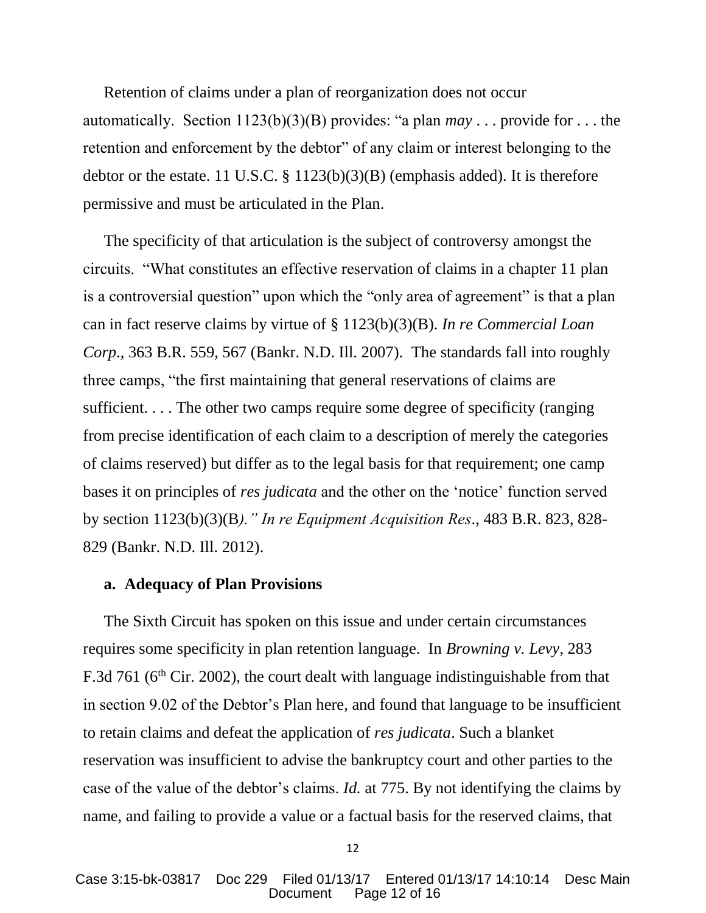Retention of claims under a plan of reorganization does not occur automatically. Section 1123(b)(3)(B) provides: "a plan *may* . . . provide for . . . the retention and enforcement by the debtor" of any claim or interest belonging to the debtor or the estate. 11 U.S.C. § 1123(b)(3)(B) (emphasis added). It is therefore permissive and must be articulated in the Plan.

The specificity of that articulation is the subject of controversy amongst the circuits. "What constitutes an effective reservation of claims in a chapter 11 plan is a controversial question" upon which the "only area of agreement" is that a plan can in fact reserve claims by virtue of § 1123(b)(3)(B). *In re Commercial Loan Corp*., 363 B.R. 559, 567 (Bankr. N.D. Ill. 2007). The standards fall into roughly three camps, "the first maintaining that general reservations of claims are sufficient. . . . The other two camps require some degree of specificity (ranging from precise identification of each claim to a description of merely the categories of claims reserved) but differ as to the legal basis for that requirement; one camp bases it on principles of *res judicata* and the other on the 'notice' function served by section 1123(b)(3)(B*)." In re Equipment Acquisition Res*., 483 B.R. 823, 828-829 (Bankr. N.D. Ill. 2012).

**a. Adequacy of Plan Provisions**

The Sixth Circuit has spoken on this issue and under certain circumstances requires some specificity in plan retention language. In *Browning v. Levy*, 283 F.3d 761 (6th Cir. 2002), the court dealt with language indistinguishable from that in section 9.02 of the Debtor's Plan here, and found that language to be insufficient to retain claims and defeat the application of *res judicata*. Such a blanket reservation was insufficient to advise the bankruptcy court and other parties to the case of the value of the debtor's claims. *Id.* at 775. By not identifying the claims by name, and failing to provide a value or a factual basis for the reserved claims, that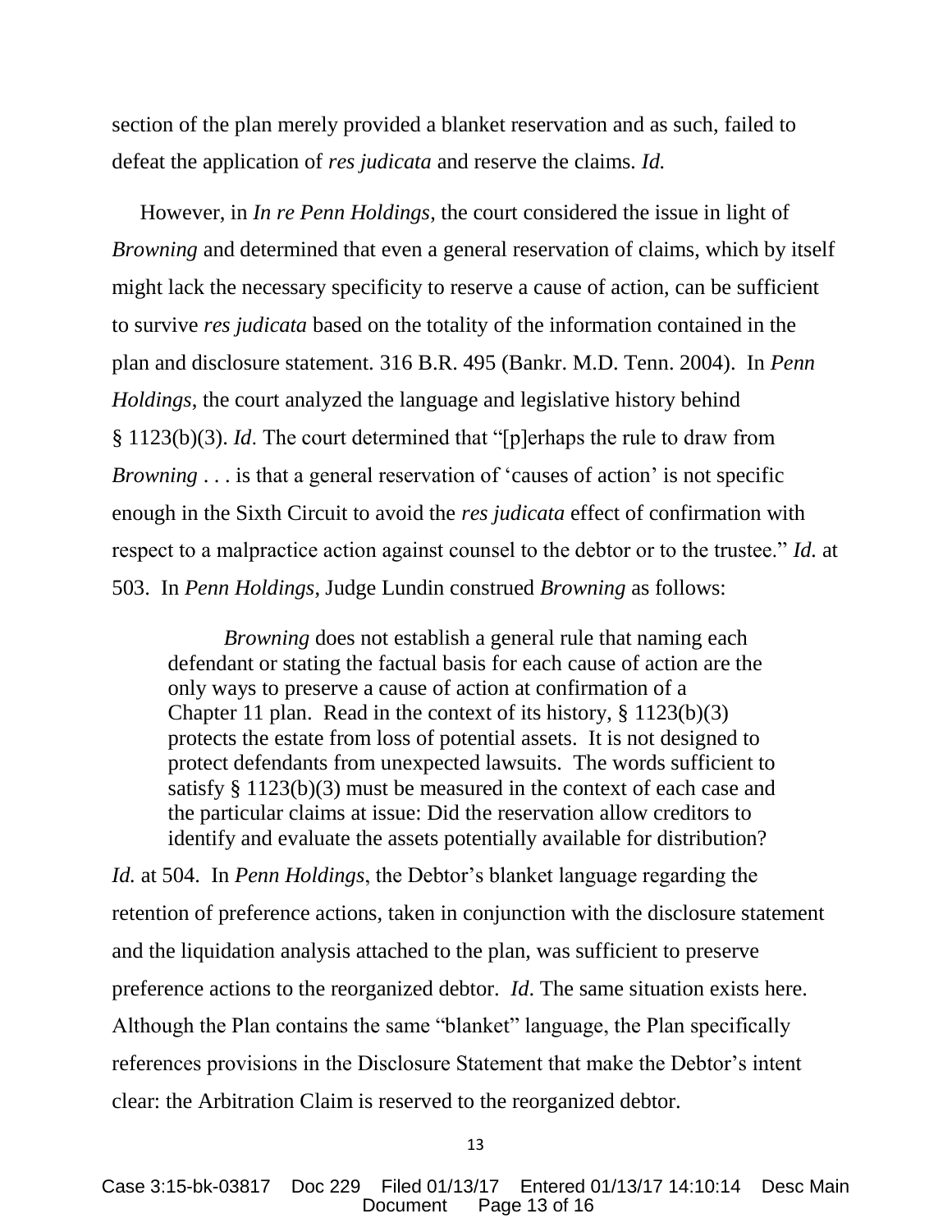section of the plan merely provided a blanket reservation and as such, failed to defeat the application of *res judicata* and reserve the claims. *Id.*

However, in *In re Penn Holdings*, the court considered the issue in light of *Browning* and determined that even a general reservation of claims, which by itself might lack the necessary specificity to reserve a cause of action, can be sufficient to survive *res judicata* based on the totality of the information contained in the plan and disclosure statement. 316 B.R. 495 (Bankr. M.D. Tenn. 2004). In *Penn Holdings*, the court analyzed the language and legislative history behind § 1123(b)(3). *Id*. The court determined that "[p]erhaps the rule to draw from *Browning* . . . is that a general reservation of 'causes of action' is not specific enough in the Sixth Circuit to avoid the *res judicata* effect of confirmation with respect to a malpractice action against counsel to the debtor or to the trustee." *Id.* at 503. In *Penn Holdings*, Judge Lundin construed *Browning* as follows:

> *Browning* does not establish a general rule that naming each defendant or stating the factual basis for each cause of action are the only ways to preserve a cause of action at confirmation of a Chapter 11 plan. Read in the context of its history, § 1123(b)(3) protects the estate from loss of potential assets. It is not designed to protect defendants from unexpected lawsuits. The words sufficient to satisfy § 1123(b)(3) must be measured in the context of each case and the particular claims at issue: Did the reservation allow creditors to identify and evaluate the assets potentially available for distribution?

*Id.* at 504. In *Penn Holdings*, the Debtor's blanket language regarding the retention of preference actions, taken in conjunction with the disclosure statement and the liquidation analysis attached to the plan, was sufficient to preserve preference actions to the reorganized debtor. *Id*. The same situation exists here. Although the Plan contains the same "blanket" language, the Plan specifically references provisions in the Disclosure Statement that make the Debtor's intent clear: the Arbitration Claim is reserved to the reorganized debtor.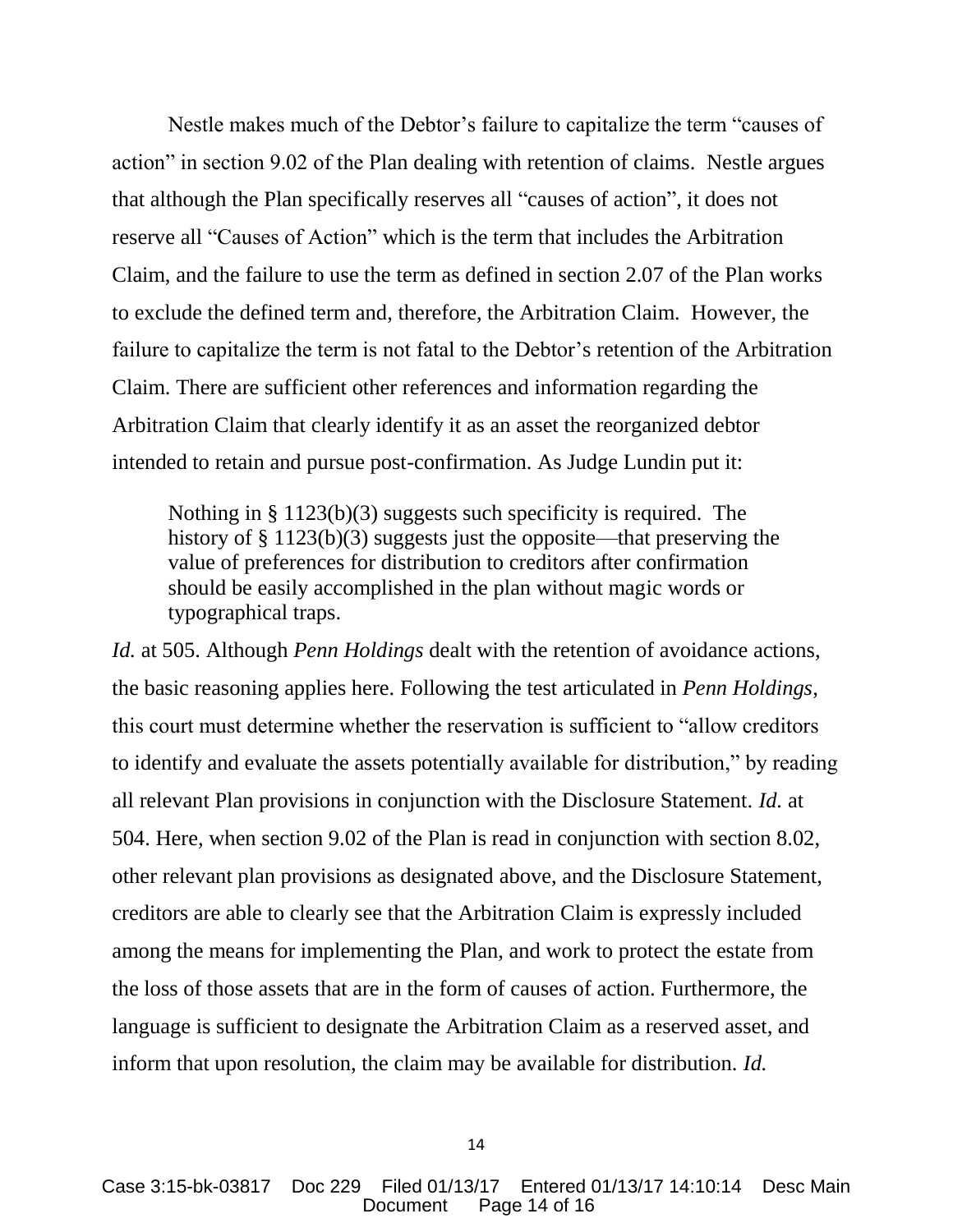Nestle makes much of the Debtor's failure to capitalize the term "causes of action" in section 9.02 of the Plan dealing with retention of claims. Nestle argues that although the Plan specifically reserves all "causes of action", it does not reserve all "Causes of Action" which is the term that includes the Arbitration Claim, and the failure to use the term as defined in section 2.07 of the Plan works to exclude the defined term and, therefore, the Arbitration Claim. However, the failure to capitalize the term is not fatal to the Debtor's retention of the Arbitration Claim. There are sufficient other references and information regarding the Arbitration Claim that clearly identify it as an asset the reorganized debtor intended to retain and pursue post-confirmation. As Judge Lundin put it:

> Nothing in § 1123(b)(3) suggests such specificity is required. The history of § 1123(b)(3) suggests just the opposite—that preserving the value of preferences for distribution to creditors after confirmation should be easily accomplished in the plan without magic words or typographical traps.

*Id.* at 505. Although *Penn Holdings* dealt with the retention of avoidance actions, the basic reasoning applies here. Following the test articulated in *Penn Holdings*, this court must determine whether the reservation is sufficient to "allow creditors to identify and evaluate the assets potentially available for distribution," by reading all relevant Plan provisions in conjunction with the Disclosure Statement. *Id.* at 504. Here, when section 9.02 of the Plan is read in conjunction with section 8.02, other relevant plan provisions as designated above, and the Disclosure Statement, creditors are able to clearly see that the Arbitration Claim is expressly included among the means for implementing the Plan, and work to protect the estate from the loss of those assets that are in the form of causes of action. Furthermore, the language is sufficient to designate the Arbitration Claim as a reserved asset, and inform that upon resolution, the claim may be available for distribution. *Id.*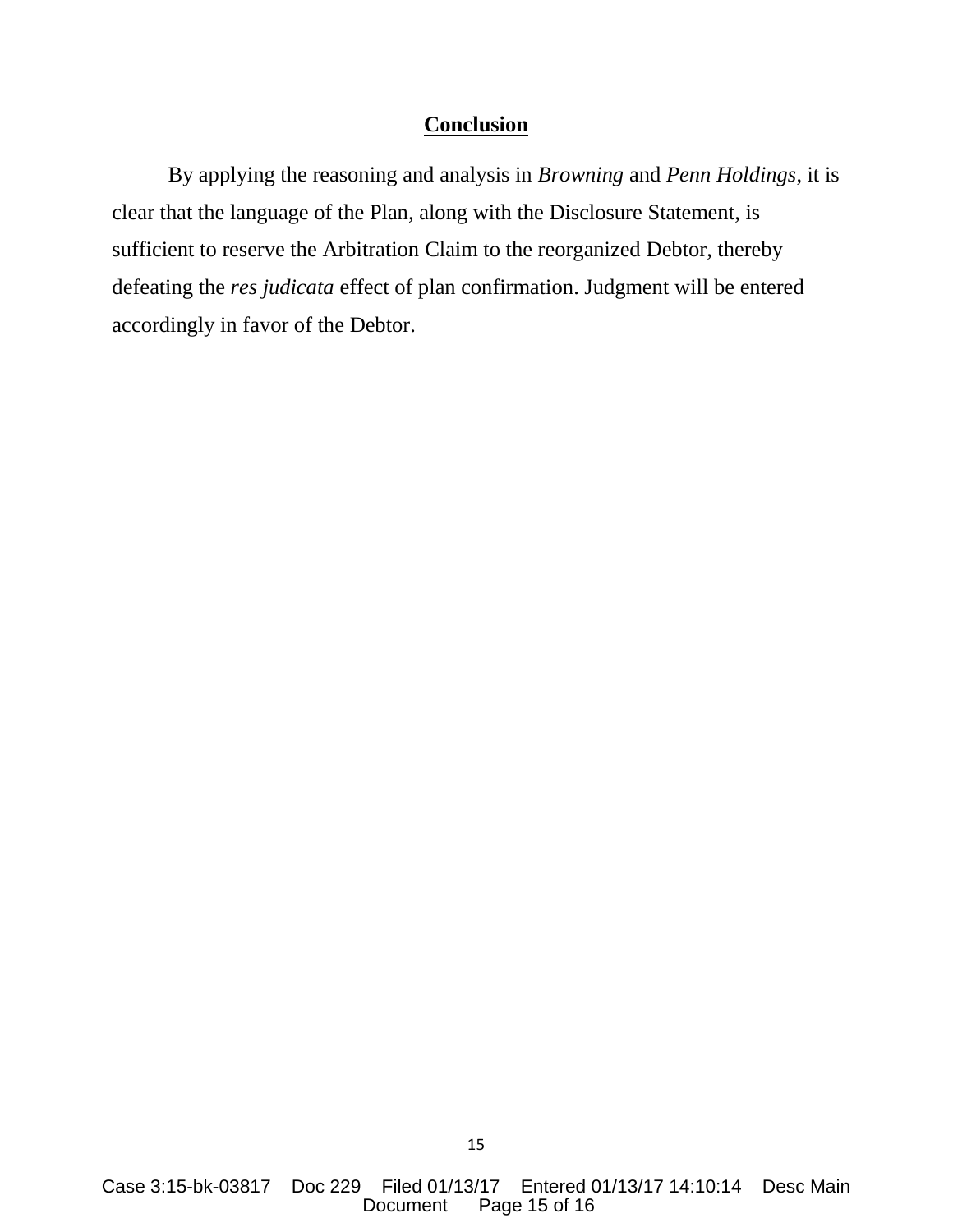## **Conclusion**

By applying the reasoning and analysis in *Browning* and *Penn Holdings*, it is clear that the language of the Plan, along with the Disclosure Statement, is sufficient to reserve the Arbitration Claim to the reorganized Debtor, thereby defeating the *res judicata* effect of plan confirmation. Judgment will be entered accordingly in favor of the Debtor.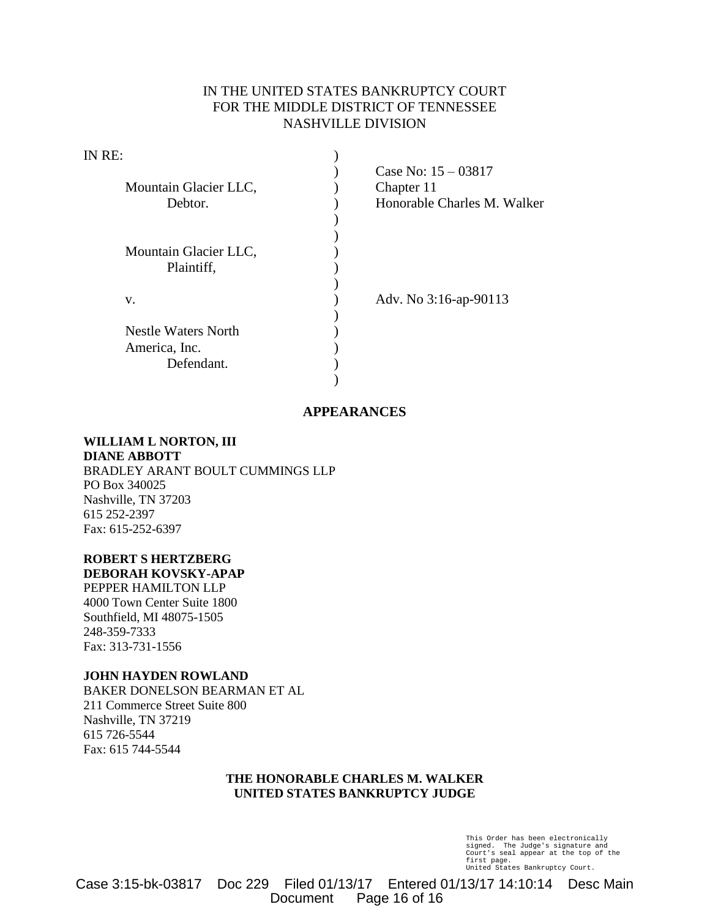IN THE UNITED STATES BANKRUPTCY COURT
FOR THE MIDDLE DISTRICT OF TENNESSEE
NASHVILLE DIVISION

| | | |
|---|---|---|
| IN RE: | ) | |
| | ) | Case No: 15 – 03817 |
| Mountain Glacier LLC, | ) | Chapter 11 |
| Debtor. | ) | Honorable Charles M. Walker |
| | ) | |
| | ) | |
| Mountain Glacier LLC, | ) | |
| Plaintiff, | ) | |
| | ) | |
| v. | ) | Adv. No 3:16-ap-90113 |
| | ) | |
| Nestle Waters North America, Inc. | ) | |
| Defendant. | ) | |
| | ) | |

## APPEARANCES

**WILLIAM L NORTON, III**
**DIANE ABBOTT**
BRADLEY ARANT BOULT CUMMINGS LLP
PO Box 340025
Nashville, TN 37203
615 252-2397
Fax: 615-252-6397

**ROBERT S HERTZBERG**
**DEBORAH KOVSKY-APAP**
PEPPER HAMILTON LLP
4000 Town Center Suite 1800
Southfield, MI 48075-1505
248-359-7333
Fax: 313-731-1556

**JOHN HAYDEN ROWLAND**
BAKER DONELSON BEARMAN ET AL
211 Commerce Street Suite 800
Nashville, TN 37219
615 726-5544
Fax: 615 744-5544

**THE HONORABLE CHARLES M. WALKER**
**UNITED STATES BANKRUPTCY JUDGE**

This Order has been electronically signed. The Judge's signature and Court's seal appear at the top of the first page.
United States Bankruptcy Court.